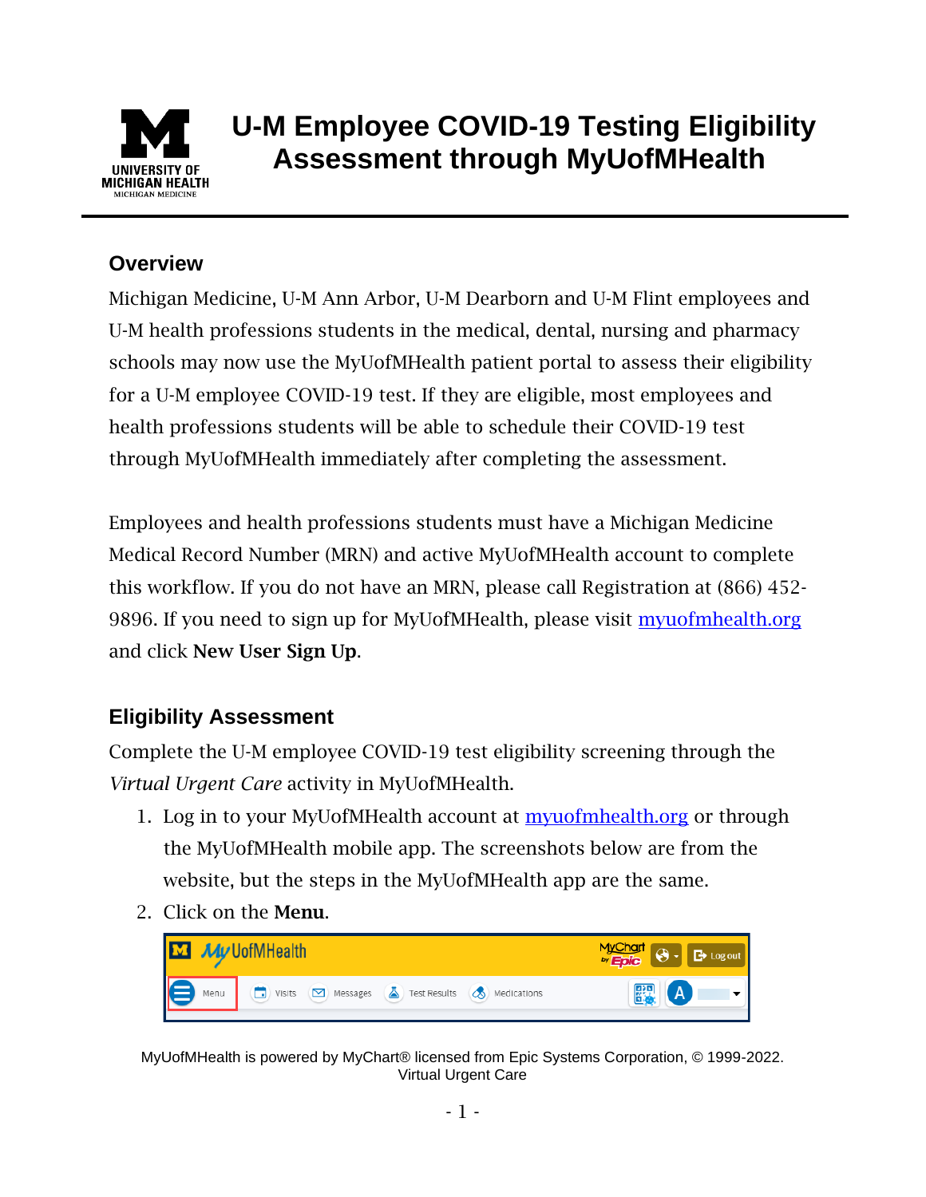# U-M Employee COVID-19 Testing Eligibility Assessment through MyUofMHealth

## Overview

Michigan Medicine, U-M Ann Arbor, U-M Dearborn and U-M Flint employees and U-M health professions students in the medical, dental, nursing and pharmacy schools may now use the MyUofMHealth patient portal to assess their eligibility for a U-M employee COVID-19 test. If they are eligible, most employees and health professions students will be able to schedule their COVID-19 test through MyUofMHealth immediately after completing the assessment.

Employees and health professions students must have a Michigan Medicine Medical Record Number (MRN) and active MyUofMHealth account to complete this workflow. If you do not have an MRN, please call Registration at (866) 452-9896. If you need to sign up for MyUofMHealth, please visit [myuofmhealth.org](myuofmhealth.org) and click **New User Sign Up**.

## Eligibility Assessment

Complete the U-M employee COVID-19 test eligibility screening through the *Virtual Urgent Care* activity in MyUofMHealth.

1. Log in to your MyUofMHealth account at [myuofmhealth.org](myuofmhealth.org) or through the MyUofMHealth mobile app. The screenshots below are from the website, but the steps in the MyUofMHealth app are the same.
2. Click on the **Menu**.

MyUofMHealth is powered by MyChart® licensed from Epic Systems Corporation, © 1999-2022.
Virtual Urgent Care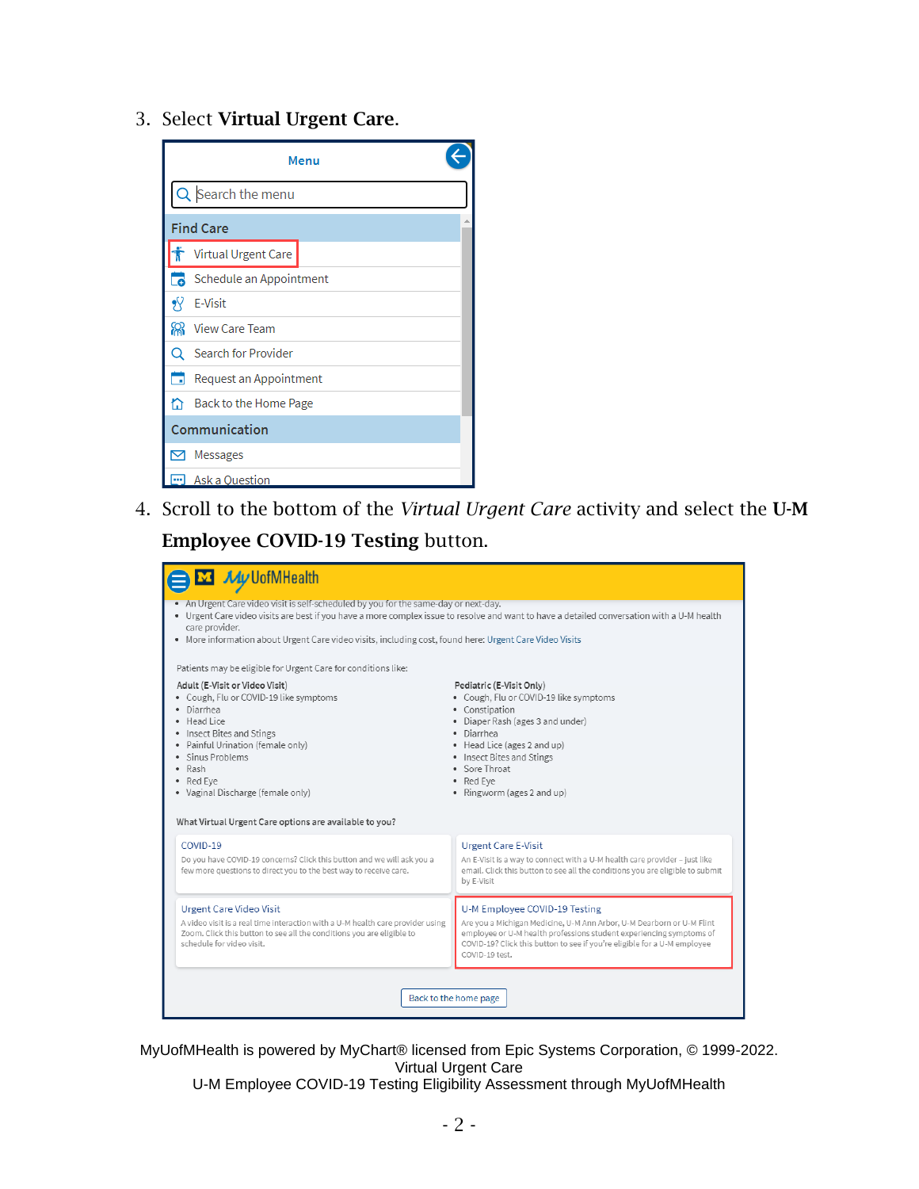3. Select **Virtual Urgent Care**.

Menu

Search the menu

**Find Care**

- Virtual Urgent Care
- Schedule an Appointment
- E-Visit
- View Care Team
- Search for Provider
- Request an Appointment
- Back to the Home Page

**Communication**

- Messages
- Ask a Question

4. Scroll to the bottom of the *Virtual Urgent Care* activity and select the **U-M Employee COVID-19 Testing** button.

MyUofMHealth

- An Urgent Care video visit is self-scheduled by you for the same-day or next-day.
- Urgent Care video visits are best if you have a more complex issue to resolve and want to have a detailed conversation with a U-M health care provider.
- More information about Urgent Care video visits, including cost, found here: Urgent Care Video Visits

Patients may be eligible for Urgent Care for conditions like:

**Adult (E-Visit or Video Visit)**

- Cough, Flu or COVID-19 like symptoms
- Diarrhea
- Head Lice
- Insect Bites and Stings
- Painful Urination (female only)
- Sinus Problems
- Rash
- Red Eye
- Vaginal Discharge (female only)

**Pediatric (E-Visit Only)**

- Cough, Flu or COVID-19 like symptoms
- Constipation
- Diaper Rash (ages 3 and under)
- Diarrhea
- Head Lice (ages 2 and up)
- Insect Bites and Stings
- Sore Throat
- Red Eye
- Ringworm (ages 2 and up)

What Virtual Urgent Care options are available to you?

**COVID-19**
Do you have COVID-19 concerns? Click this button and we will ask you a few more questions to direct you to the best way to receive care.

**Urgent Care E-Visit**
An E-Visit is a way to connect with a U-M health care provider – just like email. Click this button to see all the conditions you are eligible to submit by E-Visit

**Urgent Care Video Visit**
A video visit is a real time interaction with a U-M health care provider using Zoom. Click this button to see all the conditions you are eligible to schedule for video visit.

**U-M Employee COVID-19 Testing**
Are you a Michigan Medicine, U-M Ann Arbor, U-M Dearborn or U-M Flint employee or U-M health professions student experiencing symptoms of COVID-19? Click this button to see if you're eligible for a U-M employee COVID-19 test.

Back to the home page

MyUofMHealth is powered by MyChart® licensed from Epic Systems Corporation, © 1999-2022.
Virtual Urgent Care
U-M Employee COVID-19 Testing Eligibility Assessment through MyUofMHealth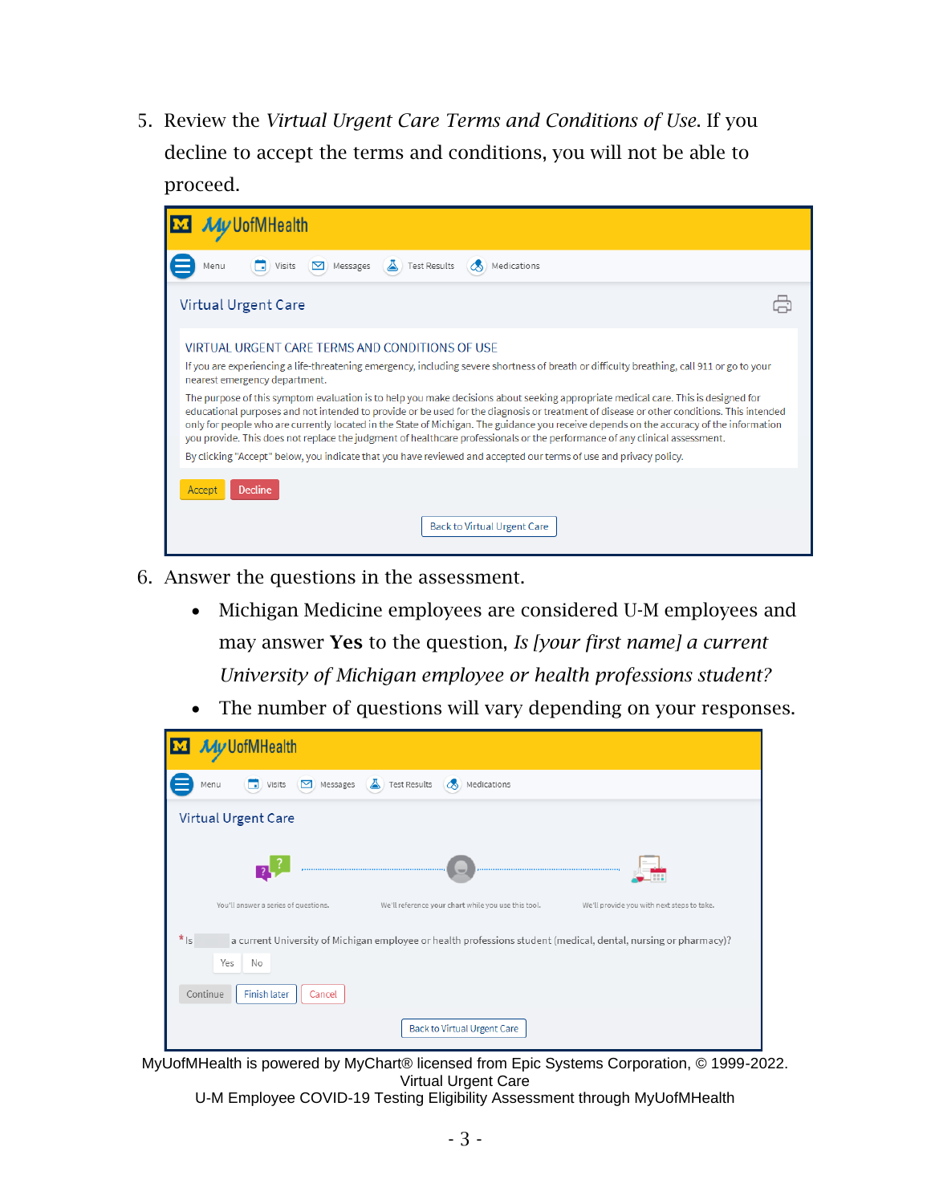5. Review the *Virtual Urgent Care Terms and Conditions of Use*. If you decline to accept the terms and conditions, you will not be able to proceed.

6. Answer the questions in the assessment.
   - Michigan Medicine employees are considered U-M employees and may answer **Yes** to the question, *Is [your first name] a current University of Michigan employee or health professions student?*
   - The number of questions will vary depending on your responses.

MyUofMHealth is powered by MyChart® licensed from Epic Systems Corporation, © 1999-2022.
Virtual Urgent Care
U-M Employee COVID-19 Testing Eligibility Assessment through MyUofMHealth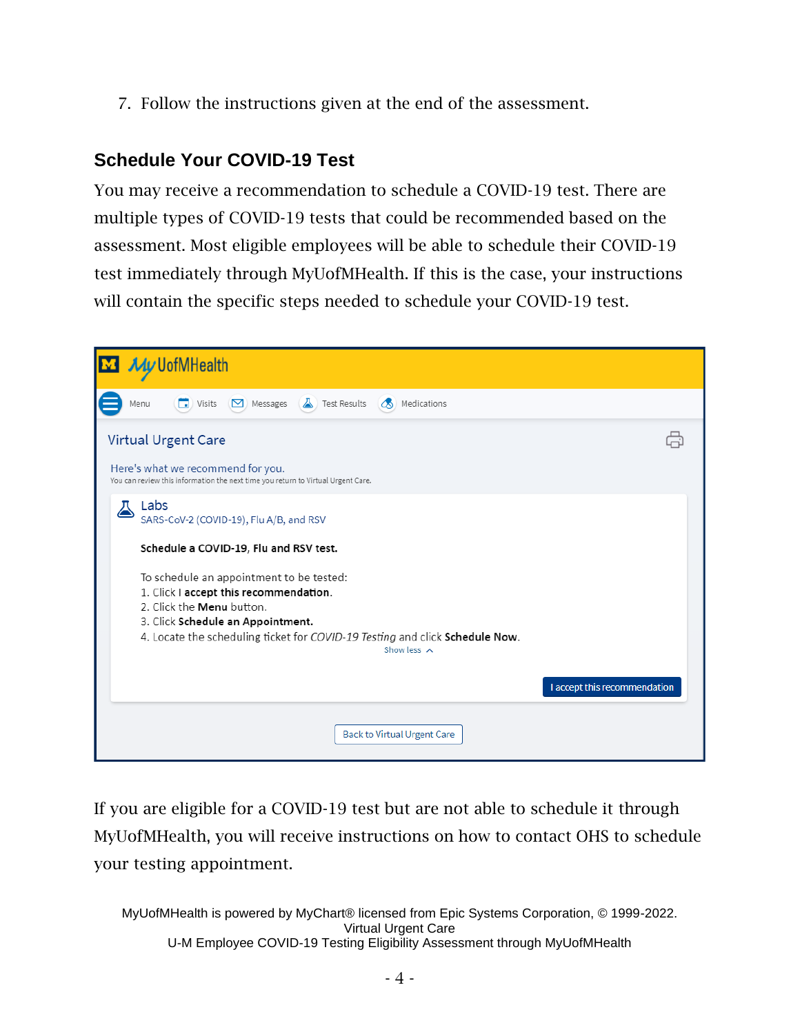7. Follow the instructions given at the end of the assessment.

## Schedule Your COVID-19 Test

You may receive a recommendation to schedule a COVID-19 test. There are multiple types of COVID-19 tests that could be recommended based on the assessment. Most eligible employees will be able to schedule their COVID-19 test immediately through MyUofMHealth. If this is the case, your instructions will contain the specific steps needed to schedule your COVID-19 test.

MyUofMHealth

Menu | Visits | Messages | Test Results | Medications

Virtual Urgent Care

Here's what we recommend for you.
You can review this information the next time you return to Virtual Urgent Care.

Labs
SARS-CoV-2 (COVID-19), Flu A/B, and RSV

**Schedule a COVID-19, Flu and RSV test.**

To schedule an appointment to be tested:
1. Click I **accept this recommendation**.
2. Click the **Menu** button.
3. Click **Schedule an Appointment.**
4. Locate the scheduling ticket for *COVID-19 Testing* and click **Schedule Now**.

Show less

I accept this recommendation

Back to Virtual Urgent Care

If you are eligible for a COVID-19 test but are not able to schedule it through MyUofMHealth, you will receive instructions on how to contact OHS to schedule your testing appointment.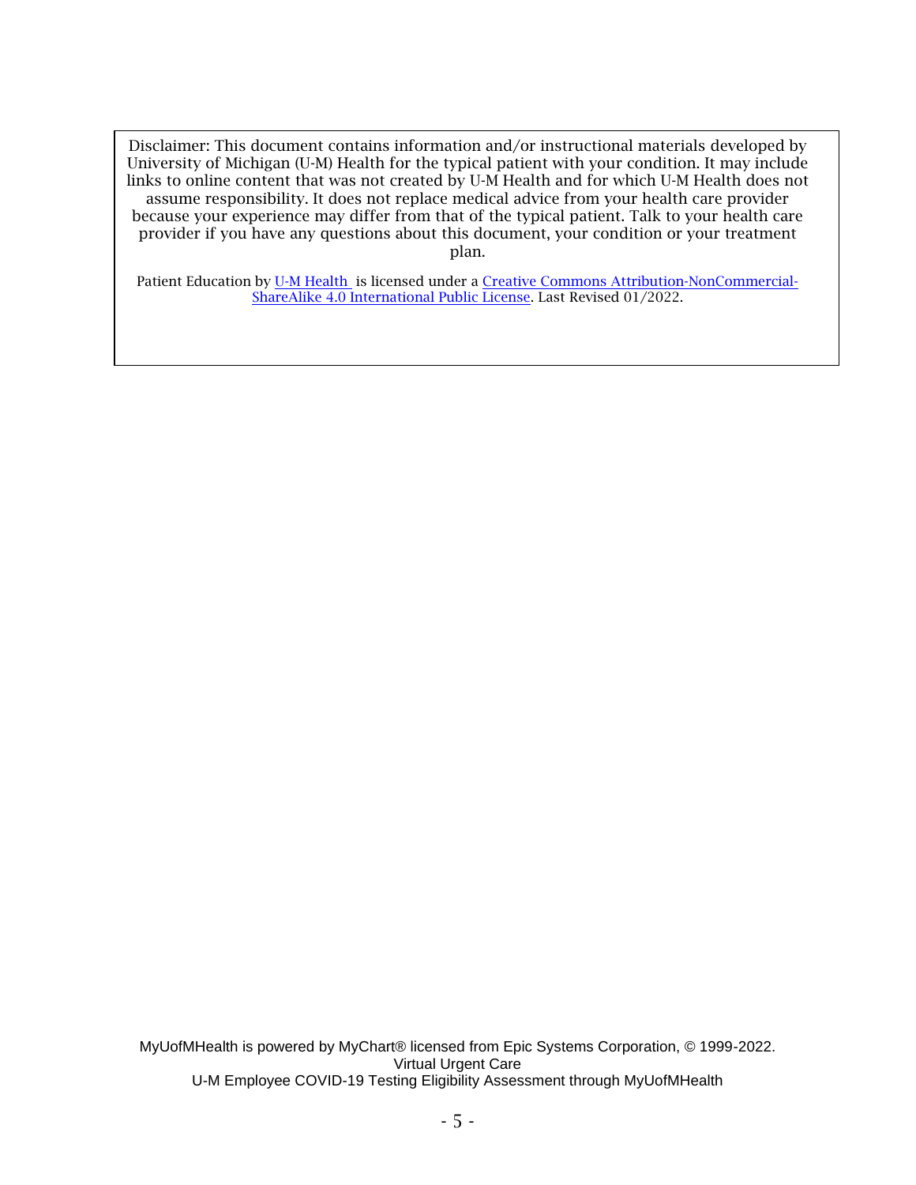Disclaimer: This document contains information and/or instructional materials developed by University of Michigan (U-M) Health for the typical patient with your condition. It may include links to online content that was not created by U-M Health and for which U-M Health does not assume responsibility. It does not replace medical advice from your health care provider because your experience may differ from that of the typical patient. Talk to your health care provider if you have any questions about this document, your condition or your treatment plan.

Patient Education by U-M Health is licensed under a Creative Commons Attribution-NonCommercial-ShareAlike 4.0 International Public License. Last Revised 01/2022.

MyUofMHealth is powered by MyChart® licensed from Epic Systems Corporation, © 1999-2022.
Virtual Urgent Care
U-M Employee COVID-19 Testing Eligibility Assessment through MyUofMHealth